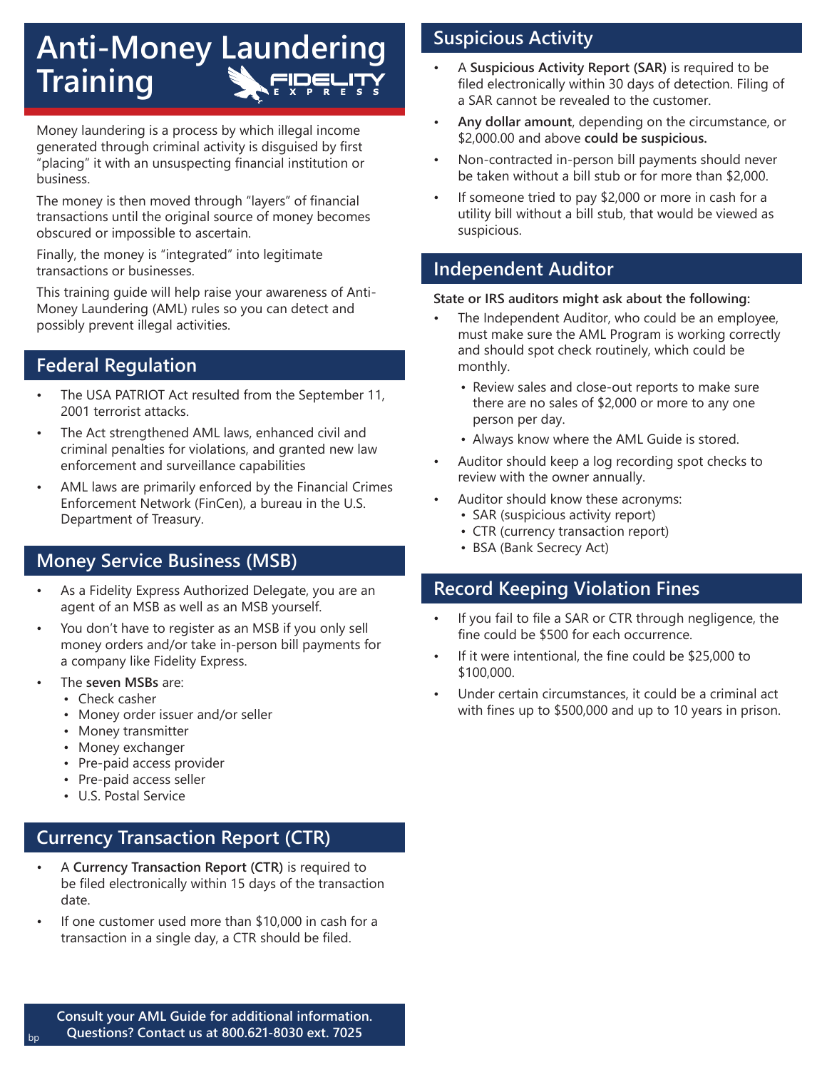# Anti-Money Laundering Training

FIDELITY EXPRESS

Money laundering is a process by which illegal income generated through criminal activity is disguised by first "placing" it with an unsuspecting financial institution or business.

The money is then moved through "layers" of financial transactions until the original source of money becomes obscured or impossible to ascertain.

Finally, the money is "integrated" into legitimate transactions or businesses.

This training guide will help raise your awareness of Anti-Money Laundering (AML) rules so you can detect and possibly prevent illegal activities.

## Federal Regulation

- The USA PATRIOT Act resulted from the September 11, 2001 terrorist attacks.
- The Act strengthened AML laws, enhanced civil and criminal penalties for violations, and granted new law enforcement and surveillance capabilities
- AML laws are primarily enforced by the Financial Crimes Enforcement Network (FinCen), a bureau in the U.S. Department of Treasury.

## Money Service Business (MSB)

- As a Fidelity Express Authorized Delegate, you are an agent of an MSB as well as an MSB yourself.
- You don't have to register as an MSB if you only sell money orders and/or take in-person bill payments for a company like Fidelity Express.
- The **seven MSBs** are:
  - Check casher
  - Money order issuer and/or seller
  - Money transmitter
  - Money exchanger
  - Pre-paid access provider
  - Pre-paid access seller
  - U.S. Postal Service

## Currency Transaction Report (CTR)

- A **Currency Transaction Report (CTR)** is required to be filed electronically within 15 days of the transaction date.
- If one customer used more than $10,000 in cash for a transaction in a single day, a CTR should be filed.

## Suspicious Activity

- A **Suspicious Activity Report (SAR)** is required to be filed electronically within 30 days of detection. Filing of a SAR cannot be revealed to the customer.
- **Any dollar amount**, depending on the circumstance, or $2,000.00 and above **could be suspicious.**
- Non-contracted in-person bill payments should never be taken without a bill stub or for more than $2,000.
- If someone tried to pay $2,000 or more in cash for a utility bill without a bill stub, that would be viewed as suspicious.

## Independent Auditor

**State or IRS auditors might ask about the following:**

- The Independent Auditor, who could be an employee, must make sure the AML Program is working correctly and should spot check routinely, which could be monthly.
  - Review sales and close-out reports to make sure there are no sales of $2,000 or more to any one person per day.
  - Always know where the AML Guide is stored.
- Auditor should keep a log recording spot checks to review with the owner annually.
- Auditor should know these acronyms:
  - SAR (suspicious activity report)
  - CTR (currency transaction report)
  - BSA (Bank Secrecy Act)

## Record Keeping Violation Fines

- If you fail to file a SAR or CTR through negligence, the fine could be $500 for each occurrence.
- If it were intentional, the fine could be $25,000 to $100,000.
- Under certain circumstances, it could be a criminal act with fines up to $500,000 and up to 10 years in prison.

**Consult your AML Guide for additional information.**
**Questions? Contact us at 800.621-8030 ext. 7025**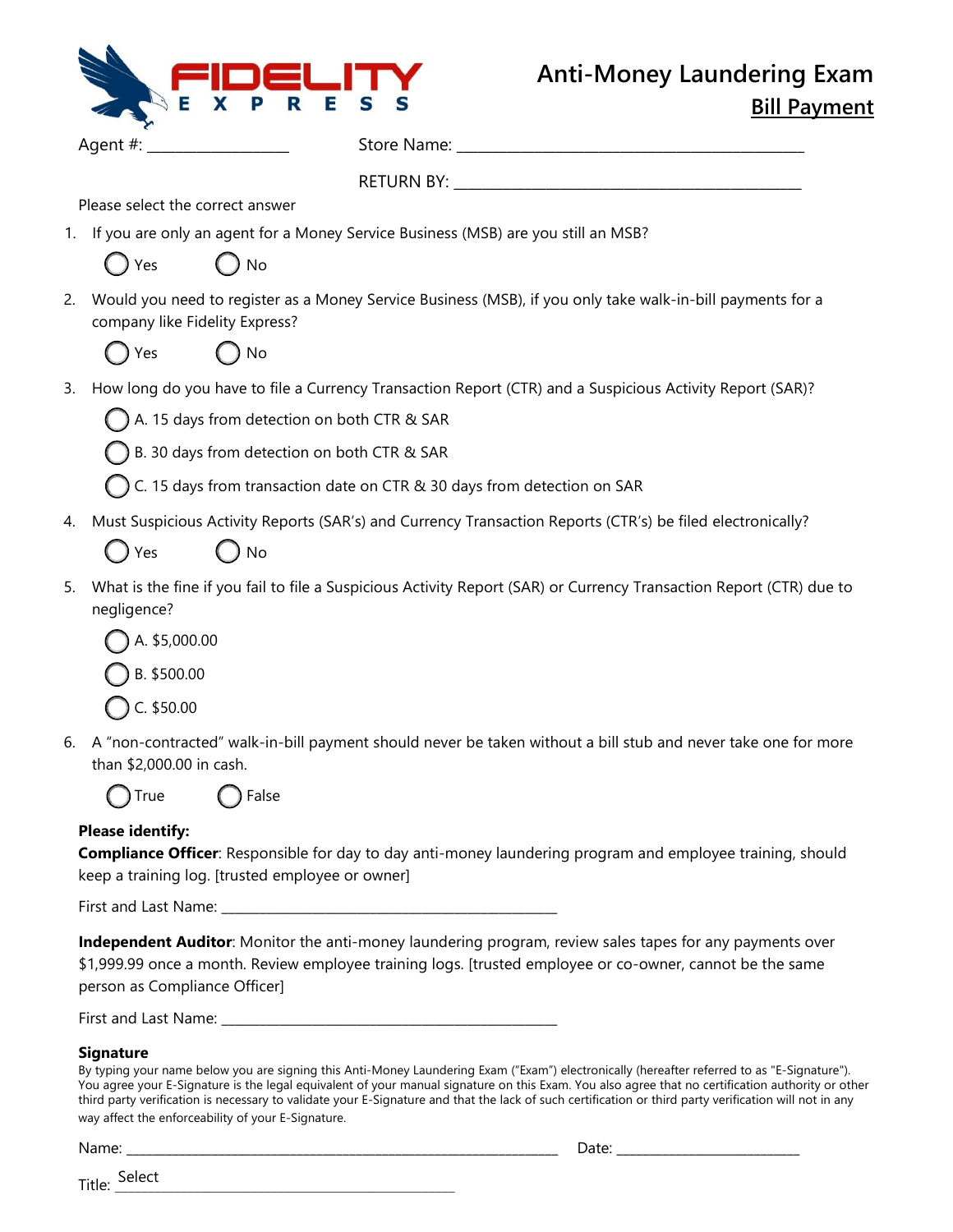FIDELITY EXPRESS

# Anti-Money Laundering Exam

## Bill Payment

Agent #: ___________________ Store Name: _______________________________________________

RETURN BY: _______________________________________________

Please select the correct answer

1. If you are only an agent for a Money Service Business (MSB) are you still an MSB?

   ◯ Yes ◯ No

2. Would you need to register as a Money Service Business (MSB), if you only take walk-in-bill payments for a company like Fidelity Express?

   ◯ Yes ◯ No

3. How long do you have to file a Currency Transaction Report (CTR) and a Suspicious Activity Report (SAR)?

   ◯ A. 15 days from detection on both CTR & SAR

   ◯ B. 30 days from detection on both CTR & SAR

   ◯ C. 15 days from transaction date on CTR & 30 days from detection on SAR

4. Must Suspicious Activity Reports (SAR's) and Currency Transaction Reports (CTR's) be filed electronically?

   ◯ Yes ◯ No

5. What is the fine if you fail to file a Suspicious Activity Report (SAR) or Currency Transaction Report (CTR) due to negligence?

   ◯ A. $5,000.00

   ◯ B. $500.00

   ◯ C. $50.00

6. A "non-contracted" walk-in-bill payment should never be taken without a bill stub and never take one for more than $2,000.00 in cash.

   ◯ True ◯ False

**Please identify:**

**Compliance Officer**: Responsible for day to day anti-money laundering program and employee training, should keep a training log. [trusted employee or owner]

First and Last Name: _______________________________________________

**Independent Auditor**: Monitor the anti-money laundering program, review sales tapes for any payments over $1,999.99 once a month. Review employee training logs. [trusted employee or co-owner, cannot be the same person as Compliance Officer]

First and Last Name: _______________________________________________

**Signature**

By typing your name below you are signing this Anti-Money Laundering Exam ("Exam") electronically (hereafter referred to as "E-Signature"). You agree your E-Signature is the legal equivalent of your manual signature on this Exam. You also agree that no certification authority or other third party verification is necessary to validate your E-Signature and that the lack of such certification or third party verification will not in any way affect the enforceability of your E-Signature.

Name: _______________________________________________ Date: ________________________

Title: Select _______________________________________________